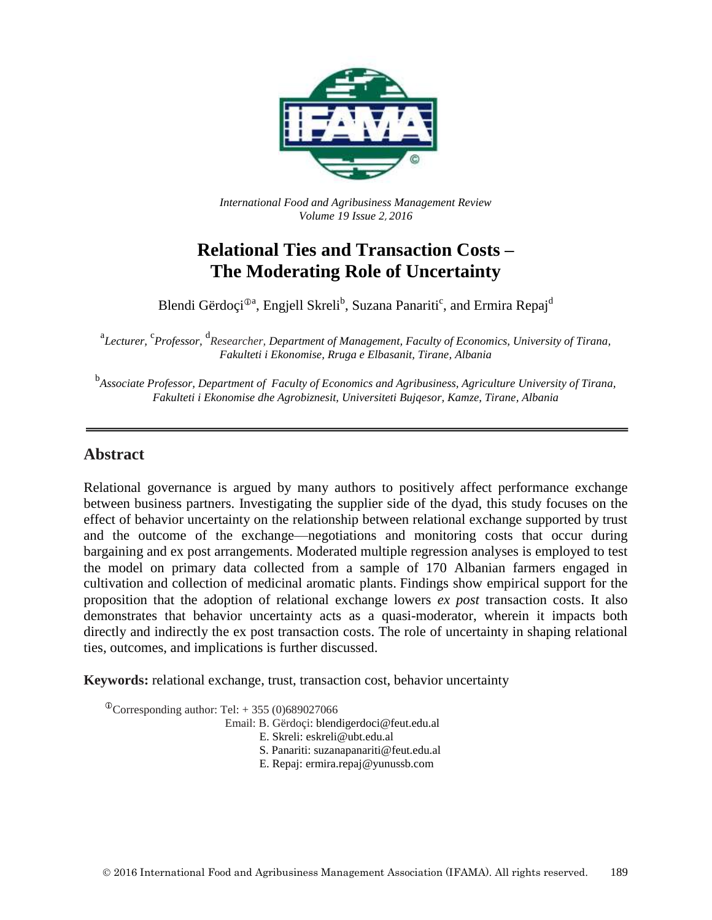*International Food and Agribusiness Management Review*
*Volume 19 Issue 2, 2016*

# Relational Ties and Transaction Costs – The Moderating Role of Uncertainty

Blendi Gërdoçi[ⓘa], Engjell Skreli[b], Suzana Panariti[c], and Ermira Repaj[d]

[a]*Lecturer,* [c]*Professor,* [d]*Researcher, Department of Management, Faculty of Economics, University of Tirana, Fakulteti i Ekonomise, Rruga e Elbasanit, Tirane, Albania*

[b]*Associate Professor, Department of Faculty of Economics and Agribusiness, Agriculture University of Tirana, Fakulteti i Ekonomise dhe Agrobiznesit, Universiteti Bujqesor, Kamze, Tirane, Albania*

---

## Abstract

Relational governance is argued by many authors to positively affect performance exchange between business partners. Investigating the supplier side of the dyad, this study focuses on the effect of behavior uncertainty on the relationship between relational exchange supported by trust and the outcome of the exchange—negotiations and monitoring costs that occur during bargaining and ex post arrangements. Moderated multiple regression analyses is employed to test the model on primary data collected from a sample of 170 Albanian farmers engaged in cultivation and collection of medicinal aromatic plants. Findings show empirical support for the proposition that the adoption of relational exchange lowers *ex post* transaction costs. It also demonstrates that behavior uncertainty acts as a quasi-moderator, wherein it impacts both directly and indirectly the ex post transaction costs. The role of uncertainty in shaping relational ties, outcomes, and implications is further discussed.

**Keywords:** relational exchange, trust, transaction cost, behavior uncertainty

[ⓘ]Corresponding author: Tel: + 355 (0)689027066
Email: B. Gërdoçi: blendigerdoci@feut.edu.al
E. Skreli: eskreli@ubt.edu.al
S. Panariti: suzanapanariti@feut.edu.al
E. Repaj: ermira.repaj@yunussb.com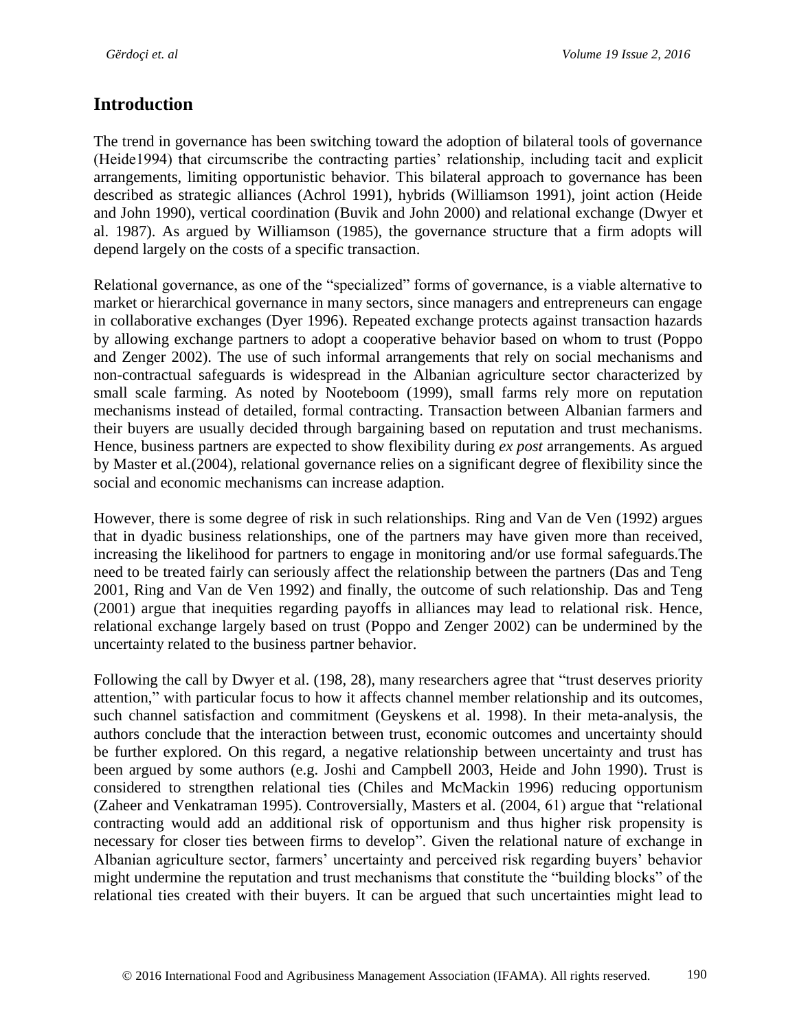## Introduction

The trend in governance has been switching toward the adoption of bilateral tools of governance (Heide1994) that circumscribe the contracting parties' relationship, including tacit and explicit arrangements, limiting opportunistic behavior. This bilateral approach to governance has been described as strategic alliances (Achrol 1991), hybrids (Williamson 1991), joint action (Heide and John 1990), vertical coordination (Buvik and John 2000) and relational exchange (Dwyer et al. 1987). As argued by Williamson (1985), the governance structure that a firm adopts will depend largely on the costs of a specific transaction.

Relational governance, as one of the "specialized" forms of governance, is a viable alternative to market or hierarchical governance in many sectors, since managers and entrepreneurs can engage in collaborative exchanges (Dyer 1996). Repeated exchange protects against transaction hazards by allowing exchange partners to adopt a cooperative behavior based on whom to trust (Poppo and Zenger 2002). The use of such informal arrangements that rely on social mechanisms and non-contractual safeguards is widespread in the Albanian agriculture sector characterized by small scale farming. As noted by Nooteboom (1999), small farms rely more on reputation mechanisms instead of detailed, formal contracting. Transaction between Albanian farmers and their buyers are usually decided through bargaining based on reputation and trust mechanisms. Hence, business partners are expected to show flexibility during *ex post* arrangements. As argued by Master et al.(2004), relational governance relies on a significant degree of flexibility since the social and economic mechanisms can increase adaption.

However, there is some degree of risk in such relationships. Ring and Van de Ven (1992) argues that in dyadic business relationships, one of the partners may have given more than received, increasing the likelihood for partners to engage in monitoring and/or use formal safeguards.The need to be treated fairly can seriously affect the relationship between the partners (Das and Teng 2001, Ring and Van de Ven 1992) and finally, the outcome of such relationship. Das and Teng (2001) argue that inequities regarding payoffs in alliances may lead to relational risk. Hence, relational exchange largely based on trust (Poppo and Zenger 2002) can be undermined by the uncertainty related to the business partner behavior.

Following the call by Dwyer et al. (198, 28), many researchers agree that "trust deserves priority attention," with particular focus to how it affects channel member relationship and its outcomes, such channel satisfaction and commitment (Geyskens et al. 1998). In their meta-analysis, the authors conclude that the interaction between trust, economic outcomes and uncertainty should be further explored. On this regard, a negative relationship between uncertainty and trust has been argued by some authors (e.g. Joshi and Campbell 2003, Heide and John 1990). Trust is considered to strengthen relational ties (Chiles and McMackin 1996) reducing opportunism (Zaheer and Venkatraman 1995). Controversially, Masters et al. (2004, 61) argue that "relational contracting would add an additional risk of opportunism and thus higher risk propensity is necessary for closer ties between firms to develop". Given the relational nature of exchange in Albanian agriculture sector, farmers' uncertainty and perceived risk regarding buyers' behavior might undermine the reputation and trust mechanisms that constitute the "building blocks" of the relational ties created with their buyers. It can be argued that such uncertainties might lead to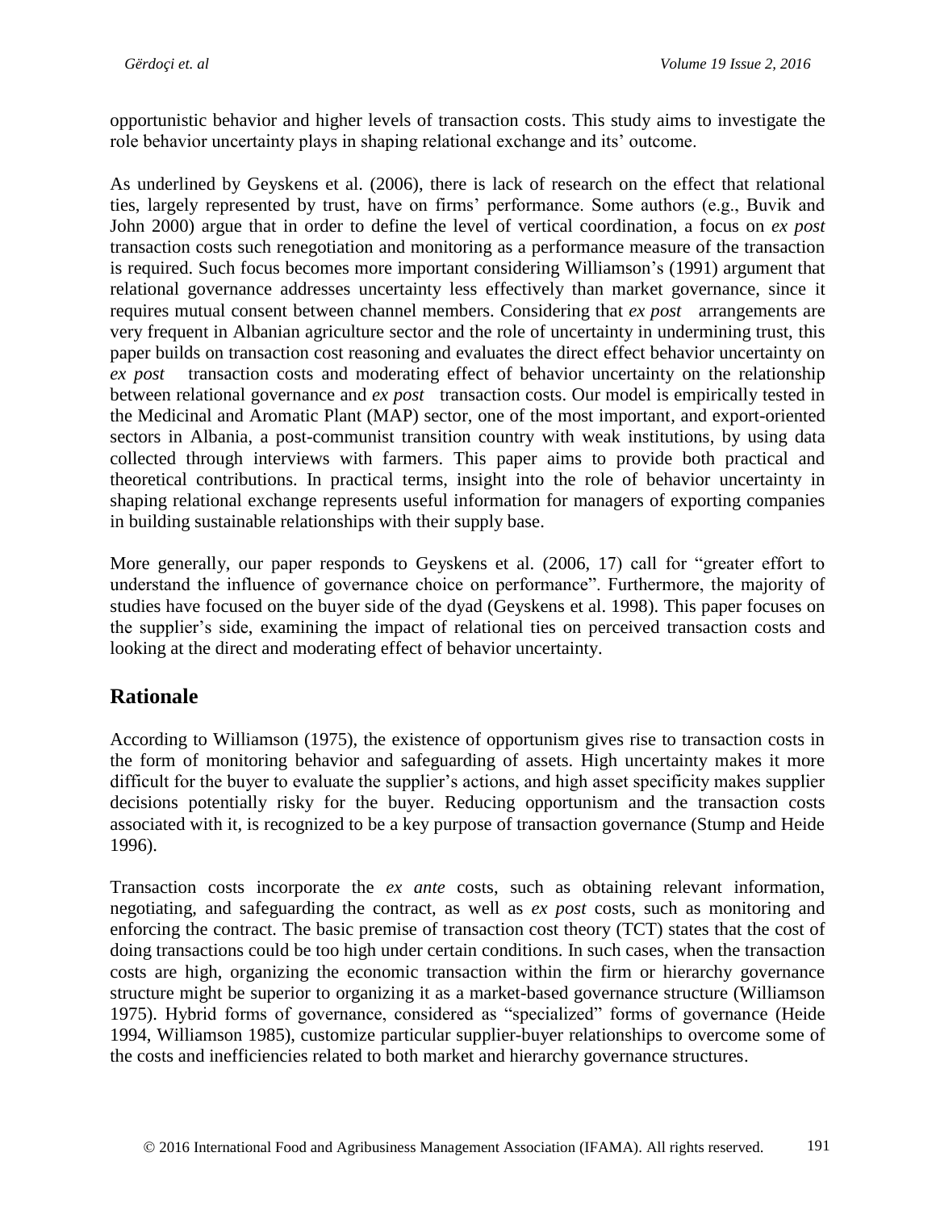opportunistic behavior and higher levels of transaction costs. This study aims to investigate the role behavior uncertainty plays in shaping relational exchange and its' outcome.

As underlined by Geyskens et al. (2006), there is lack of research on the effect that relational ties, largely represented by trust, have on firms' performance. Some authors (e.g., Buvik and John 2000) argue that in order to define the level of vertical coordination, a focus on *ex post* transaction costs such renegotiation and monitoring as a performance measure of the transaction is required. Such focus becomes more important considering Williamson's (1991) argument that relational governance addresses uncertainty less effectively than market governance, since it requires mutual consent between channel members. Considering that *ex post* arrangements are very frequent in Albanian agriculture sector and the role of uncertainty in undermining trust, this paper builds on transaction cost reasoning and evaluates the direct effect behavior uncertainty on *ex post* transaction costs and moderating effect of behavior uncertainty on the relationship between relational governance and *ex post* transaction costs. Our model is empirically tested in the Medicinal and Aromatic Plant (MAP) sector, one of the most important, and export-oriented sectors in Albania, a post-communist transition country with weak institutions, by using data collected through interviews with farmers. This paper aims to provide both practical and theoretical contributions. In practical terms, insight into the role of behavior uncertainty in shaping relational exchange represents useful information for managers of exporting companies in building sustainable relationships with their supply base.

More generally, our paper responds to Geyskens et al. (2006, 17) call for "greater effort to understand the influence of governance choice on performance". Furthermore, the majority of studies have focused on the buyer side of the dyad (Geyskens et al. 1998). This paper focuses on the supplier's side, examining the impact of relational ties on perceived transaction costs and looking at the direct and moderating effect of behavior uncertainty.

## Rationale

According to Williamson (1975), the existence of opportunism gives rise to transaction costs in the form of monitoring behavior and safeguarding of assets. High uncertainty makes it more difficult for the buyer to evaluate the supplier's actions, and high asset specificity makes supplier decisions potentially risky for the buyer. Reducing opportunism and the transaction costs associated with it, is recognized to be a key purpose of transaction governance (Stump and Heide 1996).

Transaction costs incorporate the *ex ante* costs, such as obtaining relevant information, negotiating, and safeguarding the contract, as well as *ex post* costs, such as monitoring and enforcing the contract. The basic premise of transaction cost theory (TCT) states that the cost of doing transactions could be too high under certain conditions. In such cases, when the transaction costs are high, organizing the economic transaction within the firm or hierarchy governance structure might be superior to organizing it as a market-based governance structure (Williamson 1975). Hybrid forms of governance, considered as "specialized" forms of governance (Heide 1994, Williamson 1985), customize particular supplier-buyer relationships to overcome some of the costs and inefficiencies related to both market and hierarchy governance structures.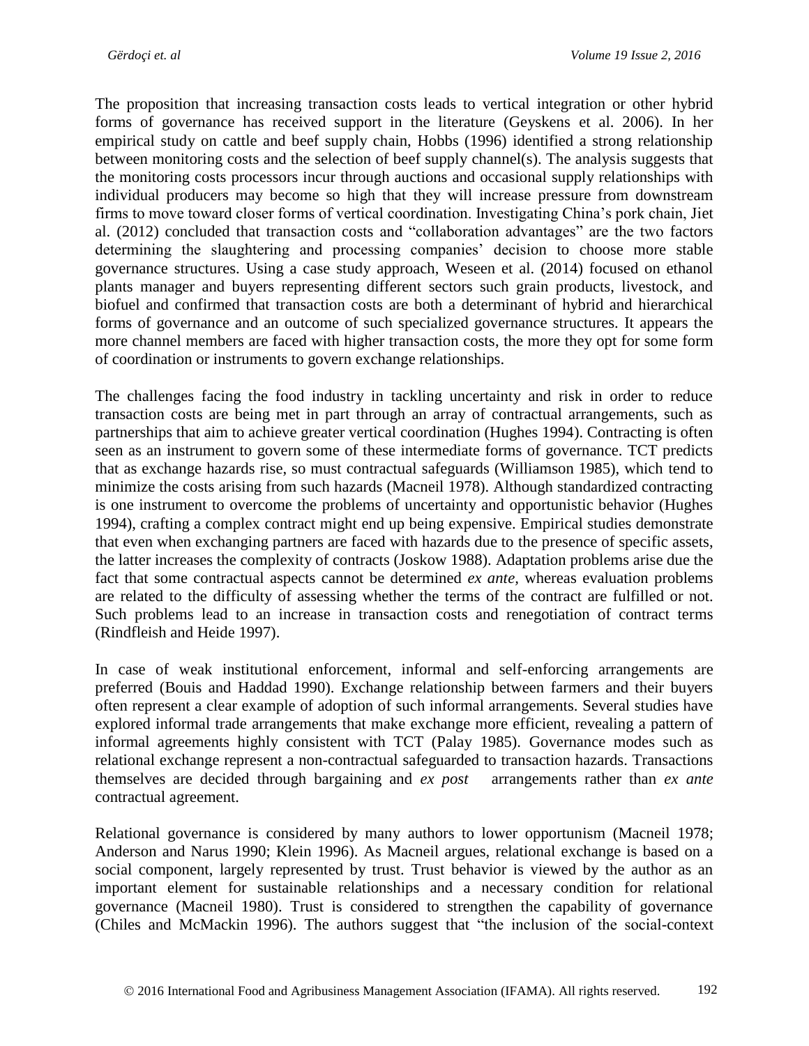The proposition that increasing transaction costs leads to vertical integration or other hybrid forms of governance has received support in the literature (Geyskens et al. 2006). In her empirical study on cattle and beef supply chain, Hobbs (1996) identified a strong relationship between monitoring costs and the selection of beef supply channel(s). The analysis suggests that the monitoring costs processors incur through auctions and occasional supply relationships with individual producers may become so high that they will increase pressure from downstream firms to move toward closer forms of vertical coordination. Investigating China's pork chain, Jiet al. (2012) concluded that transaction costs and "collaboration advantages" are the two factors determining the slaughtering and processing companies' decision to choose more stable governance structures. Using a case study approach, Weseen et al. (2014) focused on ethanol plants manager and buyers representing different sectors such grain products, livestock, and biofuel and confirmed that transaction costs are both a determinant of hybrid and hierarchical forms of governance and an outcome of such specialized governance structures. It appears the more channel members are faced with higher transaction costs, the more they opt for some form of coordination or instruments to govern exchange relationships.

The challenges facing the food industry in tackling uncertainty and risk in order to reduce transaction costs are being met in part through an array of contractual arrangements, such as partnerships that aim to achieve greater vertical coordination (Hughes 1994). Contracting is often seen as an instrument to govern some of these intermediate forms of governance. TCT predicts that as exchange hazards rise, so must contractual safeguards (Williamson 1985), which tend to minimize the costs arising from such hazards (Macneil 1978). Although standardized contracting is one instrument to overcome the problems of uncertainty and opportunistic behavior (Hughes 1994), crafting a complex contract might end up being expensive. Empirical studies demonstrate that even when exchanging partners are faced with hazards due to the presence of specific assets, the latter increases the complexity of contracts (Joskow 1988). Adaptation problems arise due the fact that some contractual aspects cannot be determined *ex ante*, whereas evaluation problems are related to the difficulty of assessing whether the terms of the contract are fulfilled or not. Such problems lead to an increase in transaction costs and renegotiation of contract terms (Rindfleish and Heide 1997).

In case of weak institutional enforcement, informal and self-enforcing arrangements are preferred (Bouis and Haddad 1990). Exchange relationship between farmers and their buyers often represent a clear example of adoption of such informal arrangements. Several studies have explored informal trade arrangements that make exchange more efficient, revealing a pattern of informal agreements highly consistent with TCT (Palay 1985). Governance modes such as relational exchange represent a non-contractual safeguarded to transaction hazards. Transactions themselves are decided through bargaining and *ex post* arrangements rather than *ex ante* contractual agreement.

Relational governance is considered by many authors to lower opportunism (Macneil 1978; Anderson and Narus 1990; Klein 1996). As Macneil argues, relational exchange is based on a social component, largely represented by trust. Trust behavior is viewed by the author as an important element for sustainable relationships and a necessary condition for relational governance (Macneil 1980). Trust is considered to strengthen the capability of governance (Chiles and McMackin 1996). The authors suggest that "the inclusion of the social-context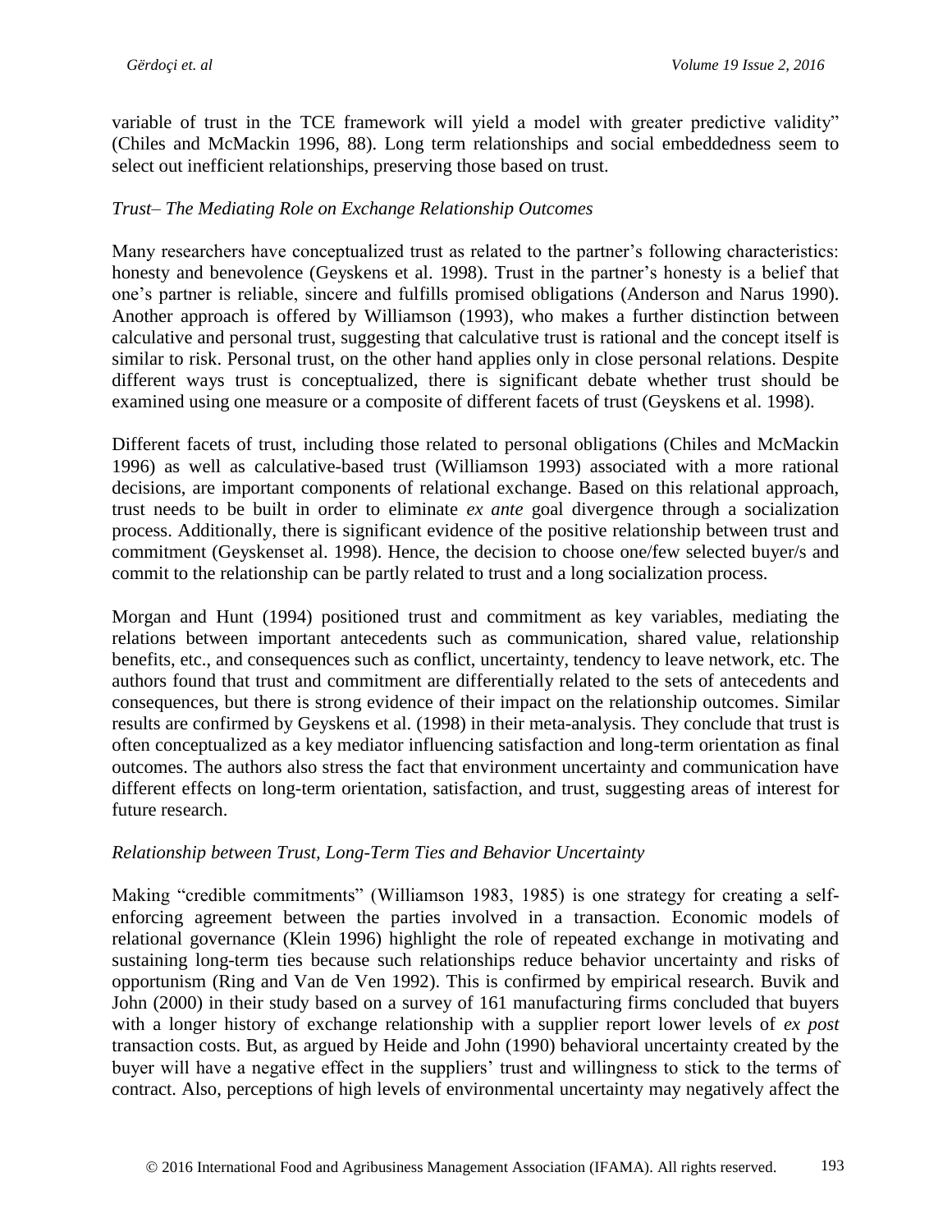variable of trust in the TCE framework will yield a model with greater predictive validity" (Chiles and McMackin 1996, 88). Long term relationships and social embeddedness seem to select out inefficient relationships, preserving those based on trust.

### *Trust– The Mediating Role on Exchange Relationship Outcomes*

Many researchers have conceptualized trust as related to the partner's following characteristics: honesty and benevolence (Geyskens et al. 1998). Trust in the partner's honesty is a belief that one's partner is reliable, sincere and fulfills promised obligations (Anderson and Narus 1990). Another approach is offered by Williamson (1993), who makes a further distinction between calculative and personal trust, suggesting that calculative trust is rational and the concept itself is similar to risk. Personal trust, on the other hand applies only in close personal relations. Despite different ways trust is conceptualized, there is significant debate whether trust should be examined using one measure or a composite of different facets of trust (Geyskens et al. 1998).

Different facets of trust, including those related to personal obligations (Chiles and McMackin 1996) as well as calculative-based trust (Williamson 1993) associated with a more rational decisions, are important components of relational exchange. Based on this relational approach, trust needs to be built in order to eliminate *ex ante* goal divergence through a socialization process. Additionally, there is significant evidence of the positive relationship between trust and commitment (Geyskenset al. 1998). Hence, the decision to choose one/few selected buyer/s and commit to the relationship can be partly related to trust and a long socialization process.

Morgan and Hunt (1994) positioned trust and commitment as key variables, mediating the relations between important antecedents such as communication, shared value, relationship benefits, etc., and consequences such as conflict, uncertainty, tendency to leave network, etc. The authors found that trust and commitment are differentially related to the sets of antecedents and consequences, but there is strong evidence of their impact on the relationship outcomes. Similar results are confirmed by Geyskens et al. (1998) in their meta-analysis. They conclude that trust is often conceptualized as a key mediator influencing satisfaction and long-term orientation as final outcomes. The authors also stress the fact that environment uncertainty and communication have different effects on long-term orientation, satisfaction, and trust, suggesting areas of interest for future research.

### *Relationship between Trust, Long-Term Ties and Behavior Uncertainty*

Making "credible commitments" (Williamson 1983, 1985) is one strategy for creating a self-enforcing agreement between the parties involved in a transaction. Economic models of relational governance (Klein 1996) highlight the role of repeated exchange in motivating and sustaining long-term ties because such relationships reduce behavior uncertainty and risks of opportunism (Ring and Van de Ven 1992). This is confirmed by empirical research. Buvik and John (2000) in their study based on a survey of 161 manufacturing firms concluded that buyers with a longer history of exchange relationship with a supplier report lower levels of *ex post* transaction costs. But, as argued by Heide and John (1990) behavioral uncertainty created by the buyer will have a negative effect in the suppliers' trust and willingness to stick to the terms of contract. Also, perceptions of high levels of environmental uncertainty may negatively affect the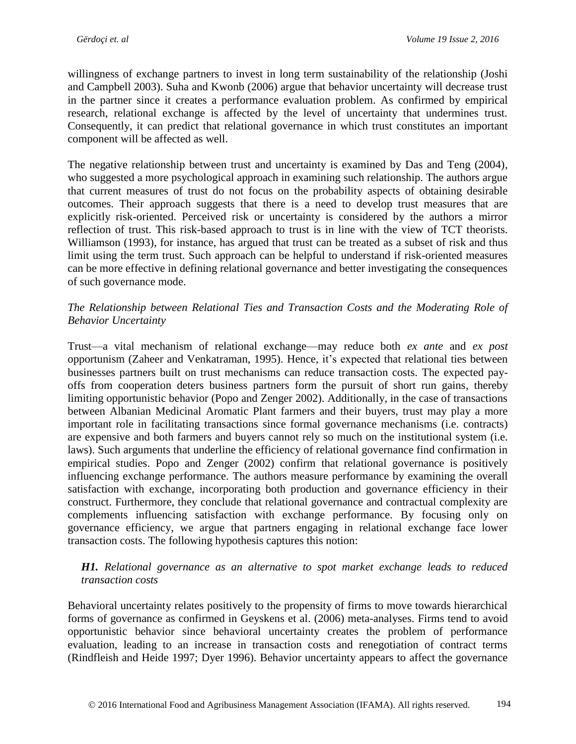willingness of exchange partners to invest in long term sustainability of the relationship (Joshi and Campbell 2003). Suha and Kwonb (2006) argue that behavior uncertainty will decrease trust in the partner since it creates a performance evaluation problem. As confirmed by empirical research, relational exchange is affected by the level of uncertainty that undermines trust. Consequently, it can predict that relational governance in which trust constitutes an important component will be affected as well.

The negative relationship between trust and uncertainty is examined by Das and Teng (2004), who suggested a more psychological approach in examining such relationship. The authors argue that current measures of trust do not focus on the probability aspects of obtaining desirable outcomes. Their approach suggests that there is a need to develop trust measures that are explicitly risk-oriented. Perceived risk or uncertainty is considered by the authors a mirror reflection of trust. This risk-based approach to trust is in line with the view of TCT theorists. Williamson (1993), for instance, has argued that trust can be treated as a subset of risk and thus limit using the term trust. Such approach can be helpful to understand if risk-oriented measures can be more effective in defining relational governance and better investigating the consequences of such governance mode.

*The Relationship between Relational Ties and Transaction Costs and the Moderating Role of Behavior Uncertainty*

Trust—a vital mechanism of relational exchange—may reduce both *ex ante* and *ex post* opportunism (Zaheer and Venkatraman, 1995). Hence, it’s expected that relational ties between businesses partners built on trust mechanisms can reduce transaction costs. The expected pay-offs from cooperation deters business partners form the pursuit of short run gains, thereby limiting opportunistic behavior (Popo and Zenger 2002). Additionally, in the case of transactions between Albanian Medicinal Aromatic Plant farmers and their buyers, trust may play a more important role in facilitating transactions since formal governance mechanisms (i.e. contracts) are expensive and both farmers and buyers cannot rely so much on the institutional system (i.e. laws). Such arguments that underline the efficiency of relational governance find confirmation in empirical studies. Popo and Zenger (2002) confirm that relational governance is positively influencing exchange performance. The authors measure performance by examining the overall satisfaction with exchange, incorporating both production and governance efficiency in their construct. Furthermore, they conclude that relational governance and contractual complexity are complements influencing satisfaction with exchange performance. By focusing only on governance efficiency, we argue that partners engaging in relational exchange face lower transaction costs. The following hypothesis captures this notion:

> ***H1.*** *Relational governance as an alternative to spot market exchange leads to reduced transaction costs*

Behavioral uncertainty relates positively to the propensity of firms to move towards hierarchical forms of governance as confirmed in Geyskens et al. (2006) meta-analyses. Firms tend to avoid opportunistic behavior since behavioral uncertainty creates the problem of performance evaluation, leading to an increase in transaction costs and renegotiation of contract terms (Rindfleish and Heide 1997; Dyer 1996). Behavior uncertainty appears to affect the governance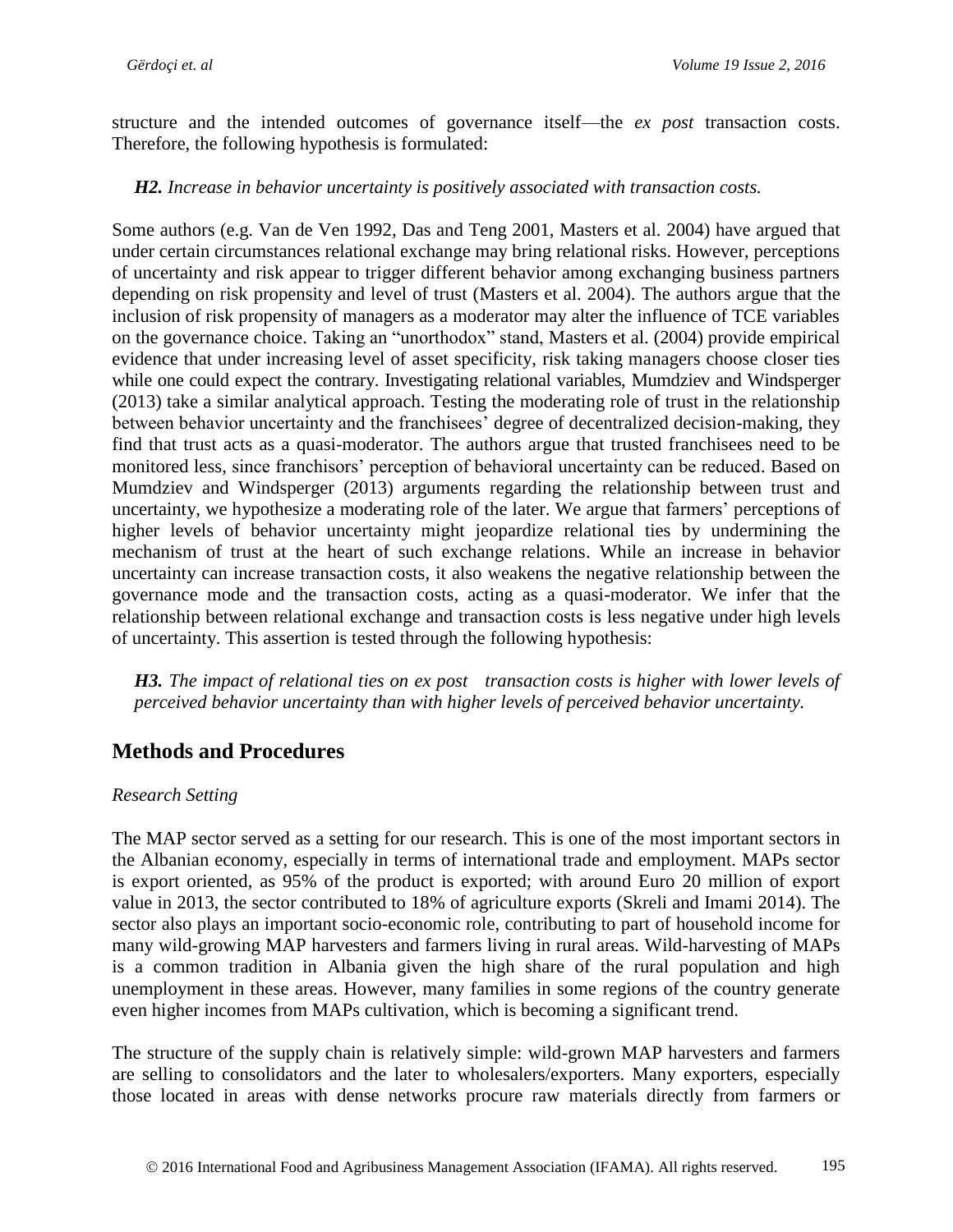structure and the intended outcomes of governance itself—the *ex post* transaction costs. Therefore, the following hypothesis is formulated:

***H2.*** *Increase in behavior uncertainty is positively associated with transaction costs.*

Some authors (e.g. Van de Ven 1992, Das and Teng 2001, Masters et al. 2004) have argued that under certain circumstances relational exchange may bring relational risks. However, perceptions of uncertainty and risk appear to trigger different behavior among exchanging business partners depending on risk propensity and level of trust (Masters et al. 2004). The authors argue that the inclusion of risk propensity of managers as a moderator may alter the influence of TCE variables on the governance choice. Taking an "unorthodox" stand, Masters et al. (2004) provide empirical evidence that under increasing level of asset specificity, risk taking managers choose closer ties while one could expect the contrary. Investigating relational variables, Mumdziev and Windsperger (2013) take a similar analytical approach. Testing the moderating role of trust in the relationship between behavior uncertainty and the franchisees' degree of decentralized decision-making, they find that trust acts as a quasi-moderator. The authors argue that trusted franchisees need to be monitored less, since franchisors' perception of behavioral uncertainty can be reduced. Based on Mumdziev and Windsperger (2013) arguments regarding the relationship between trust and uncertainty, we hypothesize a moderating role of the later. We argue that farmers' perceptions of higher levels of behavior uncertainty might jeopardize relational ties by undermining the mechanism of trust at the heart of such exchange relations. While an increase in behavior uncertainty can increase transaction costs, it also weakens the negative relationship between the governance mode and the transaction costs, acting as a quasi-moderator. We infer that the relationship between relational exchange and transaction costs is less negative under high levels of uncertainty. This assertion is tested through the following hypothesis:

***H3.*** *The impact of relational ties on ex post transaction costs is higher with lower levels of perceived behavior uncertainty than with higher levels of perceived behavior uncertainty.*

## Methods and Procedures

### *Research Setting*

The MAP sector served as a setting for our research. This is one of the most important sectors in the Albanian economy, especially in terms of international trade and employment. MAPs sector is export oriented, as 95% of the product is exported; with around Euro 20 million of export value in 2013, the sector contributed to 18% of agriculture exports (Skreli and Imami 2014). The sector also plays an important socio-economic role, contributing to part of household income for many wild-growing MAP harvesters and farmers living in rural areas. Wild-harvesting of MAPs is a common tradition in Albania given the high share of the rural population and high unemployment in these areas. However, many families in some regions of the country generate even higher incomes from MAPs cultivation, which is becoming a significant trend.

The structure of the supply chain is relatively simple: wild-grown MAP harvesters and farmers are selling to consolidators and the later to wholesalers/exporters. Many exporters, especially those located in areas with dense networks procure raw materials directly from farmers or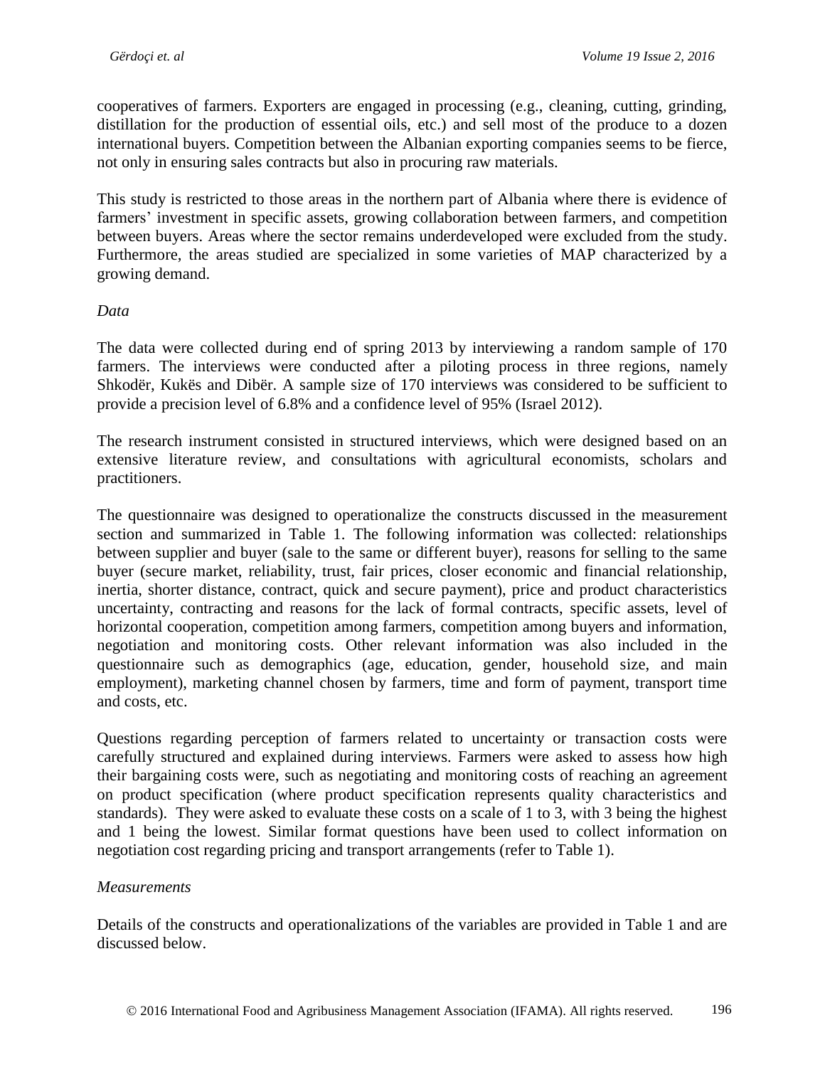cooperatives of farmers. Exporters are engaged in processing (e.g., cleaning, cutting, grinding, distillation for the production of essential oils, etc.) and sell most of the produce to a dozen international buyers. Competition between the Albanian exporting companies seems to be fierce, not only in ensuring sales contracts but also in procuring raw materials.

This study is restricted to those areas in the northern part of Albania where there is evidence of farmers' investment in specific assets, growing collaboration between farmers, and competition between buyers. Areas where the sector remains underdeveloped were excluded from the study. Furthermore, the areas studied are specialized in some varieties of MAP characterized by a growing demand.

*Data*

The data were collected during end of spring 2013 by interviewing a random sample of 170 farmers. The interviews were conducted after a piloting process in three regions, namely Shkodër, Kukës and Dibër. A sample size of 170 interviews was considered to be sufficient to provide a precision level of 6.8% and a confidence level of 95% (Israel 2012).

The research instrument consisted in structured interviews, which were designed based on an extensive literature review, and consultations with agricultural economists, scholars and practitioners.

The questionnaire was designed to operationalize the constructs discussed in the measurement section and summarized in Table 1. The following information was collected: relationships between supplier and buyer (sale to the same or different buyer), reasons for selling to the same buyer (secure market, reliability, trust, fair prices, closer economic and financial relationship, inertia, shorter distance, contract, quick and secure payment), price and product characteristics uncertainty, contracting and reasons for the lack of formal contracts, specific assets, level of horizontal cooperation, competition among farmers, competition among buyers and information, negotiation and monitoring costs. Other relevant information was also included in the questionnaire such as demographics (age, education, gender, household size, and main employment), marketing channel chosen by farmers, time and form of payment, transport time and costs, etc.

Questions regarding perception of farmers related to uncertainty or transaction costs were carefully structured and explained during interviews. Farmers were asked to assess how high their bargaining costs were, such as negotiating and monitoring costs of reaching an agreement on product specification (where product specification represents quality characteristics and standards). They were asked to evaluate these costs on a scale of 1 to 3, with 3 being the highest and 1 being the lowest. Similar format questions have been used to collect information on negotiation cost regarding pricing and transport arrangements (refer to Table 1).

*Measurements*

Details of the constructs and operationalizations of the variables are provided in Table 1 and are discussed below.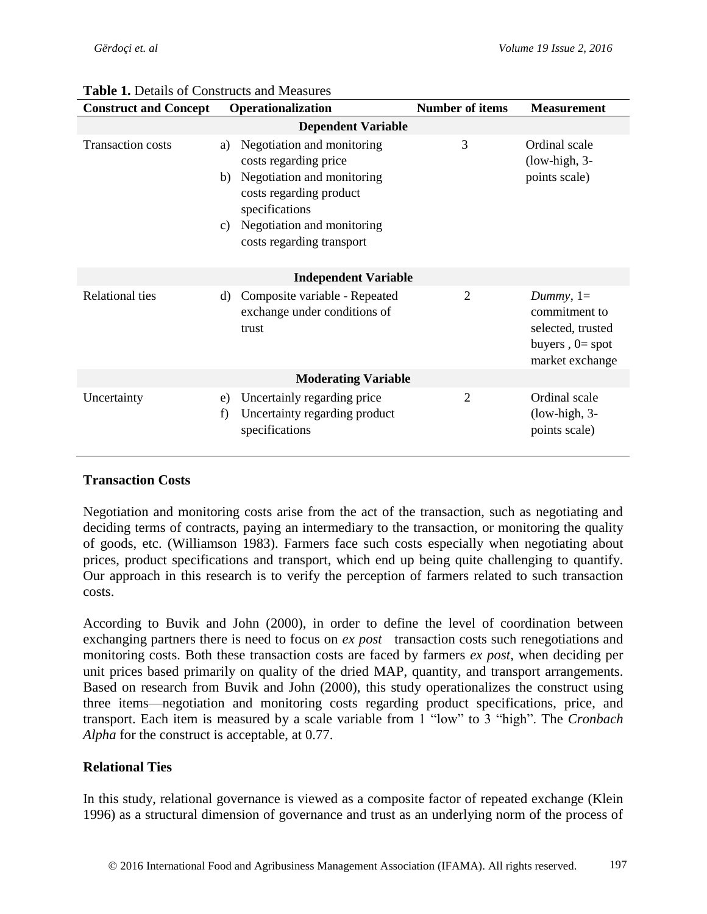**Table 1.** Details of Constructs and Measures

| Construct and Concept | Operationalization | Number of items | Measurement |
|---|---|---|---|
| **Dependent Variable** | | | |
| Transaction costs | a) Negotiation and monitoring costs regarding price<br>b) Negotiation and monitoring costs regarding product specifications<br>c) Negotiation and monitoring costs regarding transport | 3 | Ordinal scale (low-high, 3-points scale) |
| **Independent Variable** | | | |
| Relational ties | d) Composite variable - Repeated exchange under conditions of trust | 2 | *Dummy*, 1= commitment to selected, trusted buyers , 0= spot market exchange |
| **Moderating Variable** | | | |
| Uncertainty | e) Uncertainly regarding price<br>f) Uncertainty regarding product specifications | 2 | Ordinal scale (low-high, 3-points scale) |

### Transaction Costs

Negotiation and monitoring costs arise from the act of the transaction, such as negotiating and deciding terms of contracts, paying an intermediary to the transaction, or monitoring the quality of goods, etc. (Williamson 1983). Farmers face such costs especially when negotiating about prices, product specifications and transport, which end up being quite challenging to quantify. Our approach in this research is to verify the perception of farmers related to such transaction costs.

According to Buvik and John (2000), in order to define the level of coordination between exchanging partners there is need to focus on *ex post* transaction costs such renegotiations and monitoring costs. Both these transaction costs are faced by farmers *ex post*, when deciding per unit prices based primarily on quality of the dried MAP, quantity, and transport arrangements. Based on research from Buvik and John (2000), this study operationalizes the construct using three items—negotiation and monitoring costs regarding product specifications, price, and transport. Each item is measured by a scale variable from 1 "low" to 3 "high". The *Cronbach Alpha* for the construct is acceptable, at 0.77.

### Relational Ties

In this study, relational governance is viewed as a composite factor of repeated exchange (Klein 1996) as a structural dimension of governance and trust as an underlying norm of the process of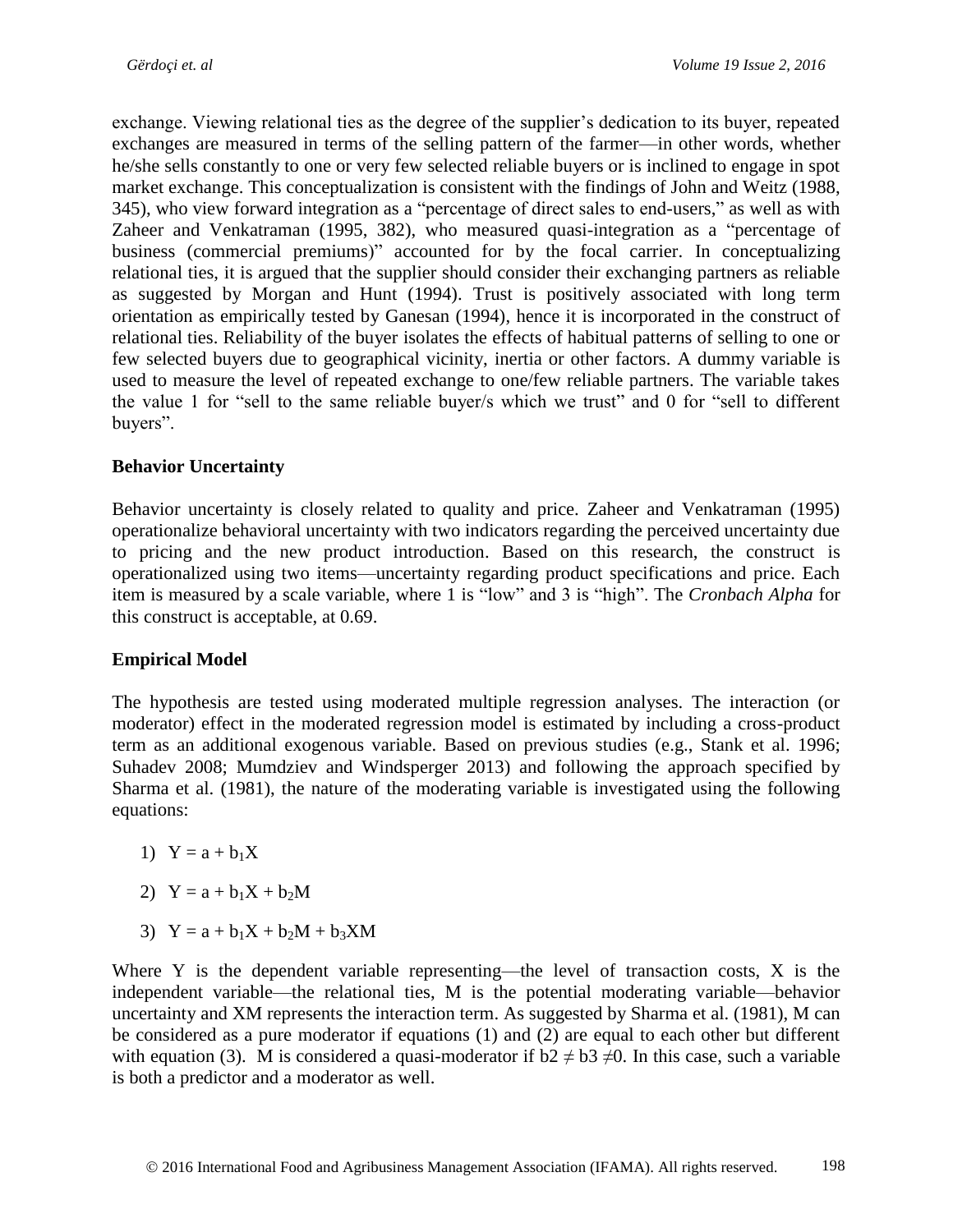exchange. Viewing relational ties as the degree of the supplier's dedication to its buyer, repeated exchanges are measured in terms of the selling pattern of the farmer—in other words, whether he/she sells constantly to one or very few selected reliable buyers or is inclined to engage in spot market exchange. This conceptualization is consistent with the findings of John and Weitz (1988, 345), who view forward integration as a "percentage of direct sales to end-users," as well as with Zaheer and Venkatraman (1995, 382), who measured quasi-integration as a "percentage of business (commercial premiums)" accounted for by the focal carrier. In conceptualizing relational ties, it is argued that the supplier should consider their exchanging partners as reliable as suggested by Morgan and Hunt (1994). Trust is positively associated with long term orientation as empirically tested by Ganesan (1994), hence it is incorporated in the construct of relational ties. Reliability of the buyer isolates the effects of habitual patterns of selling to one or few selected buyers due to geographical vicinity, inertia or other factors. A dummy variable is used to measure the level of repeated exchange to one/few reliable partners. The variable takes the value 1 for "sell to the same reliable buyer/s which we trust" and 0 for "sell to different buyers".

**Behavior Uncertainty**

Behavior uncertainty is closely related to quality and price. Zaheer and Venkatraman (1995) operationalize behavioral uncertainty with two indicators regarding the perceived uncertainty due to pricing and the new product introduction. Based on this research, the construct is operationalized using two items—uncertainty regarding product specifications and price. Each item is measured by a scale variable, where 1 is "low" and 3 is "high". The *Cronbach Alpha* for this construct is acceptable, at 0.69.

**Empirical Model**

The hypothesis are tested using moderated multiple regression analyses. The interaction (or moderator) effect in the moderated regression model is estimated by including a cross-product term as an additional exogenous variable. Based on previous studies (e.g., Stank et al. 1996; Suhadev 2008; Mumdziev and Windsperger 2013) and following the approach specified by Sharma et al. (1981), the nature of the moderating variable is investigated using the following equations:

1) $Y = a + b_1X$

2) $Y = a + b_1X + b_2M$

3) $Y = a + b_1X + b_2M + b_3XM$

Where Y is the dependent variable representing—the level of transaction costs, X is the independent variable—the relational ties, M is the potential moderating variable—behavior uncertainty and XM represents the interaction term. As suggested by Sharma et al. (1981), M can be considered as a pure moderator if equations (1) and (2) are equal to each other but different with equation (3). M is considered a quasi-moderator if $b2 \neq b3 \neq 0$. In this case, such a variable is both a predictor and a moderator as well.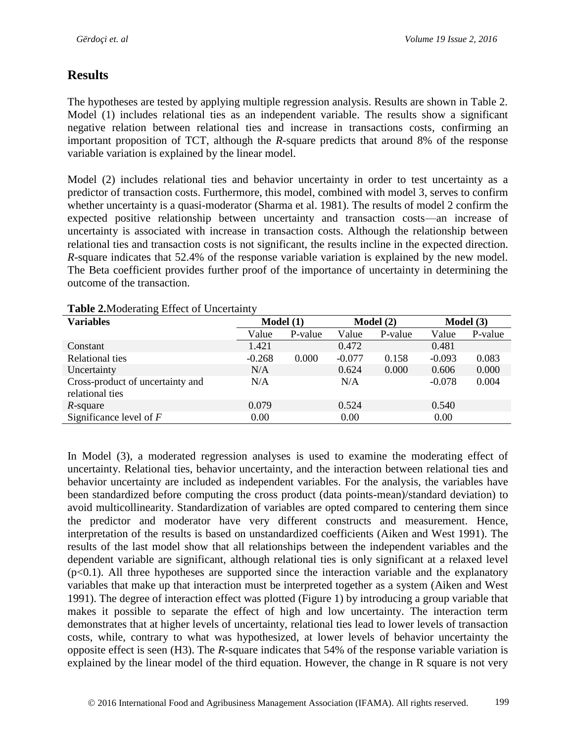## Results

The hypotheses are tested by applying multiple regression analysis. Results are shown in Table 2. Model (1) includes relational ties as an independent variable. The results show a significant negative relation between relational ties and increase in transactions costs, confirming an important proposition of TCT, although the *R*-square predicts that around 8% of the response variable variation is explained by the linear model.

Model (2) includes relational ties and behavior uncertainty in order to test uncertainty as a predictor of transaction costs. Furthermore, this model, combined with model 3, serves to confirm whether uncertainty is a quasi-moderator (Sharma et al. 1981). The results of model 2 confirm the expected positive relationship between uncertainty and transaction costs—an increase of uncertainty is associated with increase in transaction costs. Although the relationship between relational ties and transaction costs is not significant, the results incline in the expected direction. *R*-square indicates that 52.4% of the response variable variation is explained by the new model. The Beta coefficient provides further proof of the importance of uncertainty in determining the outcome of the transaction.

**Table 2.** Moderating Effect of Uncertainty

| Variables | Model (1) | | Model (2) | | Model (3) | |
|---|---|---|---|---|---|---|
| | Value | P-value | Value | P-value | Value | P-value |
| Constant | 1.421 | | 0.472 | | 0.481 | |
| Relational ties | -0.268 | 0.000 | -0.077 | 0.158 | -0.093 | 0.083 |
| Uncertainty | N/A | | 0.624 | 0.000 | 0.606 | 0.000 |
| Cross-product of uncertainty and relational ties | N/A | | N/A | | -0.078 | 0.004 |
| *R*-square | 0.079 | | 0.524 | | 0.540 | |
| Significance level of *F* | 0.00 | | 0.00 | | 0.00 | |

In Model (3), a moderated regression analyses is used to examine the moderating effect of uncertainty. Relational ties, behavior uncertainty, and the interaction between relational ties and behavior uncertainty are included as independent variables. For the analysis, the variables have been standardized before computing the cross product (data points-mean)/standard deviation) to avoid multicollinearity. Standardization of variables are opted compared to centering them since the predictor and moderator have very different constructs and measurement. Hence, interpretation of the results is based on unstandardized coefficients (Aiken and West 1991). The results of the last model show that all relationships between the independent variables and the dependent variable are significant, although relational ties is only significant at a relaxed level ($p<0.1$). All three hypotheses are supported since the interaction variable and the explanatory variables that make up that interaction must be interpreted together as a system (Aiken and West 1991). The degree of interaction effect was plotted (Figure 1) by introducing a group variable that makes it possible to separate the effect of high and low uncertainty. The interaction term demonstrates that at higher levels of uncertainty, relational ties lead to lower levels of transaction costs, while, contrary to what was hypothesized, at lower levels of behavior uncertainty the opposite effect is seen (H3). The *R*-square indicates that 54% of the response variable variation is explained by the linear model of the third equation. However, the change in R square is not very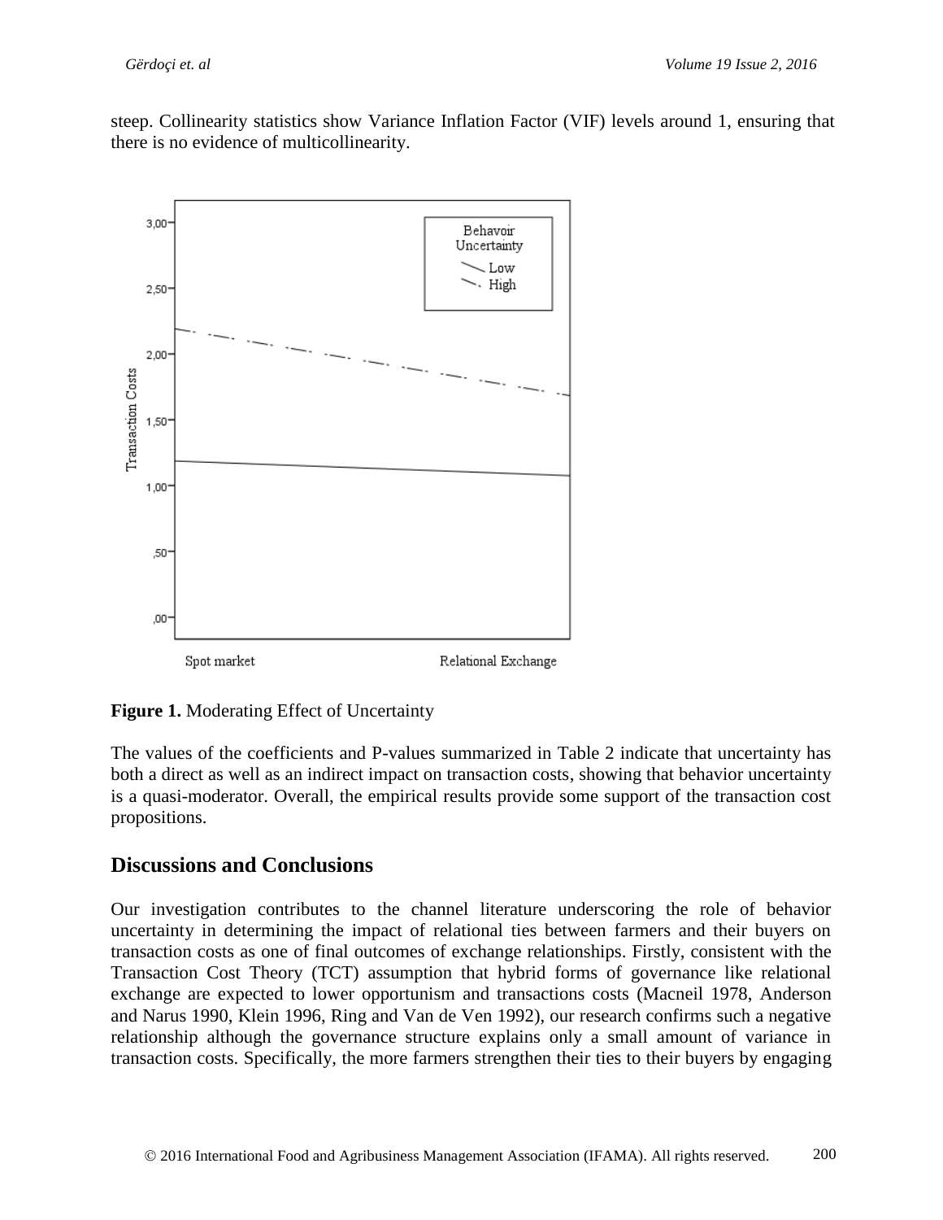steep. Collinearity statistics show Variance Inflation Factor (VIF) levels around 1, ensuring that there is no evidence of multicollinearity.

**Figure 1.** Moderating Effect of Uncertainty

The values of the coefficients and P-values summarized in Table 2 indicate that uncertainty has both a direct as well as an indirect impact on transaction costs, showing that behavior uncertainty is a quasi-moderator. Overall, the empirical results provide some support of the transaction cost propositions.

## Discussions and Conclusions

Our investigation contributes to the channel literature underscoring the role of behavior uncertainty in determining the impact of relational ties between farmers and their buyers on transaction costs as one of final outcomes of exchange relationships. Firstly, consistent with the Transaction Cost Theory (TCT) assumption that hybrid forms of governance like relational exchange are expected to lower opportunism and transactions costs (Macneil 1978, Anderson and Narus 1990, Klein 1996, Ring and Van de Ven 1992), our research confirms such a negative relationship although the governance structure explains only a small amount of variance in transaction costs. Specifically, the more farmers strengthen their ties to their buyers by engaging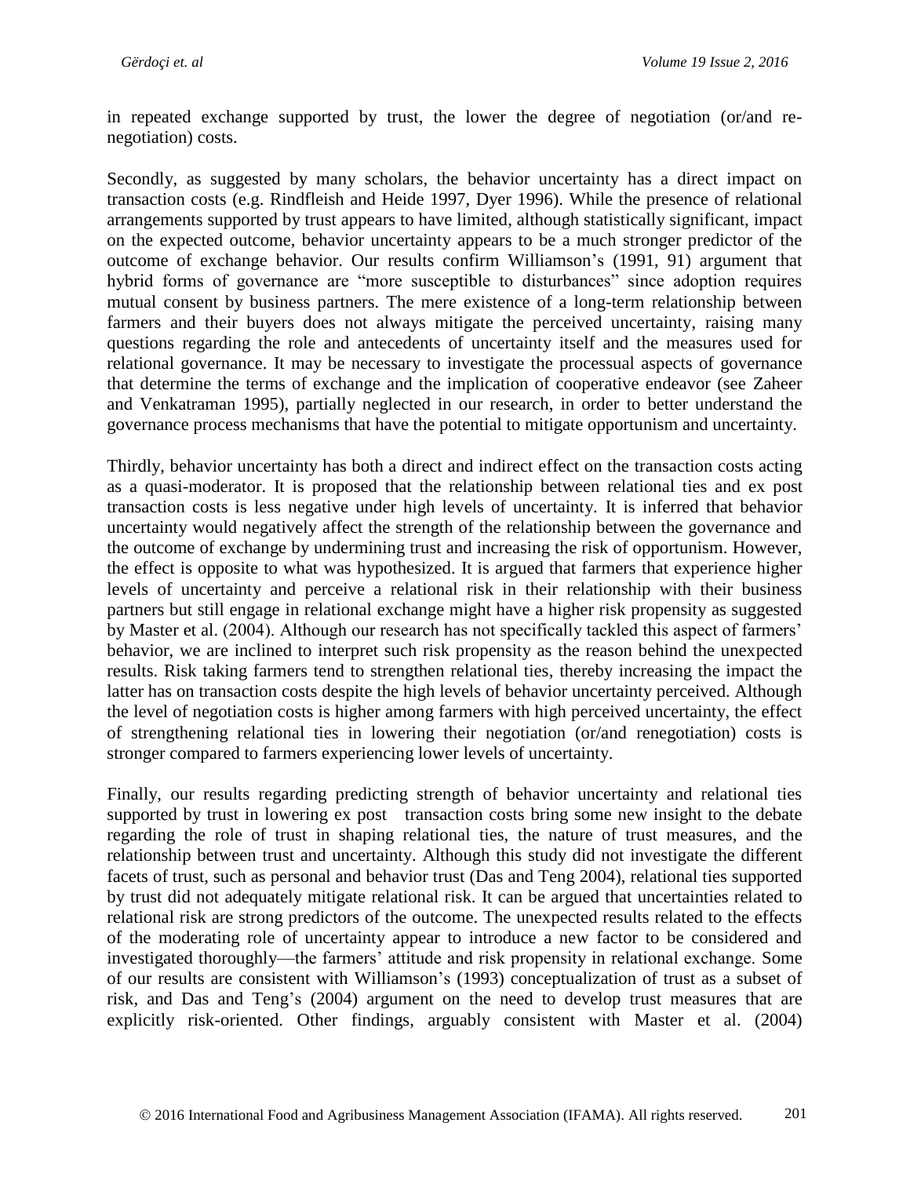in repeated exchange supported by trust, the lower the degree of negotiation (or/and re-negotiation) costs.

Secondly, as suggested by many scholars, the behavior uncertainty has a direct impact on transaction costs (e.g. Rindfleish and Heide 1997, Dyer 1996). While the presence of relational arrangements supported by trust appears to have limited, although statistically significant, impact on the expected outcome, behavior uncertainty appears to be a much stronger predictor of the outcome of exchange behavior. Our results confirm Williamson's (1991, 91) argument that hybrid forms of governance are "more susceptible to disturbances" since adoption requires mutual consent by business partners. The mere existence of a long-term relationship between farmers and their buyers does not always mitigate the perceived uncertainty, raising many questions regarding the role and antecedents of uncertainty itself and the measures used for relational governance. It may be necessary to investigate the processual aspects of governance that determine the terms of exchange and the implication of cooperative endeavor (see Zaheer and Venkatraman 1995), partially neglected in our research, in order to better understand the governance process mechanisms that have the potential to mitigate opportunism and uncertainty.

Thirdly, behavior uncertainty has both a direct and indirect effect on the transaction costs acting as a quasi-moderator. It is proposed that the relationship between relational ties and ex post transaction costs is less negative under high levels of uncertainty. It is inferred that behavior uncertainty would negatively affect the strength of the relationship between the governance and the outcome of exchange by undermining trust and increasing the risk of opportunism. However, the effect is opposite to what was hypothesized. It is argued that farmers that experience higher levels of uncertainty and perceive a relational risk in their relationship with their business partners but still engage in relational exchange might have a higher risk propensity as suggested by Master et al. (2004). Although our research has not specifically tackled this aspect of farmers' behavior, we are inclined to interpret such risk propensity as the reason behind the unexpected results. Risk taking farmers tend to strengthen relational ties, thereby increasing the impact the latter has on transaction costs despite the high levels of behavior uncertainty perceived. Although the level of negotiation costs is higher among farmers with high perceived uncertainty, the effect of strengthening relational ties in lowering their negotiation (or/and renegotiation) costs is stronger compared to farmers experiencing lower levels of uncertainty.

Finally, our results regarding predicting strength of behavior uncertainty and relational ties supported by trust in lowering ex post transaction costs bring some new insight to the debate regarding the role of trust in shaping relational ties, the nature of trust measures, and the relationship between trust and uncertainty. Although this study did not investigate the different facets of trust, such as personal and behavior trust (Das and Teng 2004), relational ties supported by trust did not adequately mitigate relational risk. It can be argued that uncertainties related to relational risk are strong predictors of the outcome. The unexpected results related to the effects of the moderating role of uncertainty appear to introduce a new factor to be considered and investigated thoroughly—the farmers' attitude and risk propensity in relational exchange. Some of our results are consistent with Williamson's (1993) conceptualization of trust as a subset of risk, and Das and Teng's (2004) argument on the need to develop trust measures that are explicitly risk-oriented. Other findings, arguably consistent with Master et al. (2004)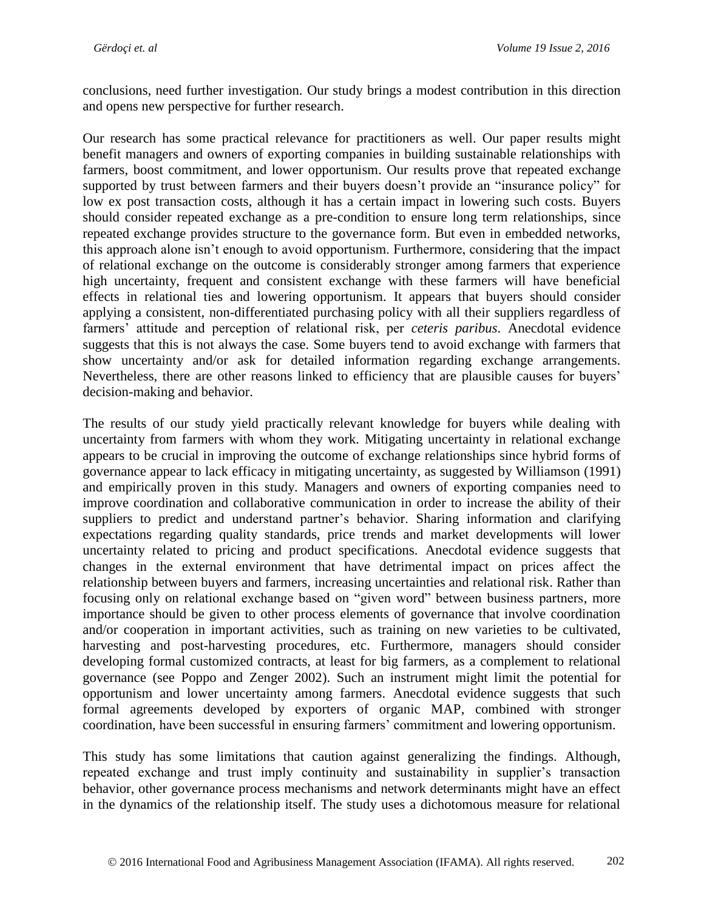conclusions, need further investigation. Our study brings a modest contribution in this direction and opens new perspective for further research.

Our research has some practical relevance for practitioners as well. Our paper results might benefit managers and owners of exporting companies in building sustainable relationships with farmers, boost commitment, and lower opportunism. Our results prove that repeated exchange supported by trust between farmers and their buyers doesn't provide an "insurance policy" for low ex post transaction costs, although it has a certain impact in lowering such costs. Buyers should consider repeated exchange as a pre-condition to ensure long term relationships, since repeated exchange provides structure to the governance form. But even in embedded networks, this approach alone isn't enough to avoid opportunism. Furthermore, considering that the impact of relational exchange on the outcome is considerably stronger among farmers that experience high uncertainty, frequent and consistent exchange with these farmers will have beneficial effects in relational ties and lowering opportunism. It appears that buyers should consider applying a consistent, non-differentiated purchasing policy with all their suppliers regardless of farmers' attitude and perception of relational risk, per *ceteris paribus*. Anecdotal evidence suggests that this is not always the case. Some buyers tend to avoid exchange with farmers that show uncertainty and/or ask for detailed information regarding exchange arrangements. Nevertheless, there are other reasons linked to efficiency that are plausible causes for buyers' decision-making and behavior.

The results of our study yield practically relevant knowledge for buyers while dealing with uncertainty from farmers with whom they work. Mitigating uncertainty in relational exchange appears to be crucial in improving the outcome of exchange relationships since hybrid forms of governance appear to lack efficacy in mitigating uncertainty, as suggested by Williamson (1991) and empirically proven in this study. Managers and owners of exporting companies need to improve coordination and collaborative communication in order to increase the ability of their suppliers to predict and understand partner's behavior. Sharing information and clarifying expectations regarding quality standards, price trends and market developments will lower uncertainty related to pricing and product specifications. Anecdotal evidence suggests that changes in the external environment that have detrimental impact on prices affect the relationship between buyers and farmers, increasing uncertainties and relational risk. Rather than focusing only on relational exchange based on "given word" between business partners, more importance should be given to other process elements of governance that involve coordination and/or cooperation in important activities, such as training on new varieties to be cultivated, harvesting and post-harvesting procedures, etc. Furthermore, managers should consider developing formal customized contracts, at least for big farmers, as a complement to relational governance (see Poppo and Zenger 2002). Such an instrument might limit the potential for opportunism and lower uncertainty among farmers. Anecdotal evidence suggests that such formal agreements developed by exporters of organic MAP, combined with stronger coordination, have been successful in ensuring farmers' commitment and lowering opportunism.

This study has some limitations that caution against generalizing the findings. Although, repeated exchange and trust imply continuity and sustainability in supplier's transaction behavior, other governance process mechanisms and network determinants might have an effect in the dynamics of the relationship itself. The study uses a dichotomous measure for relational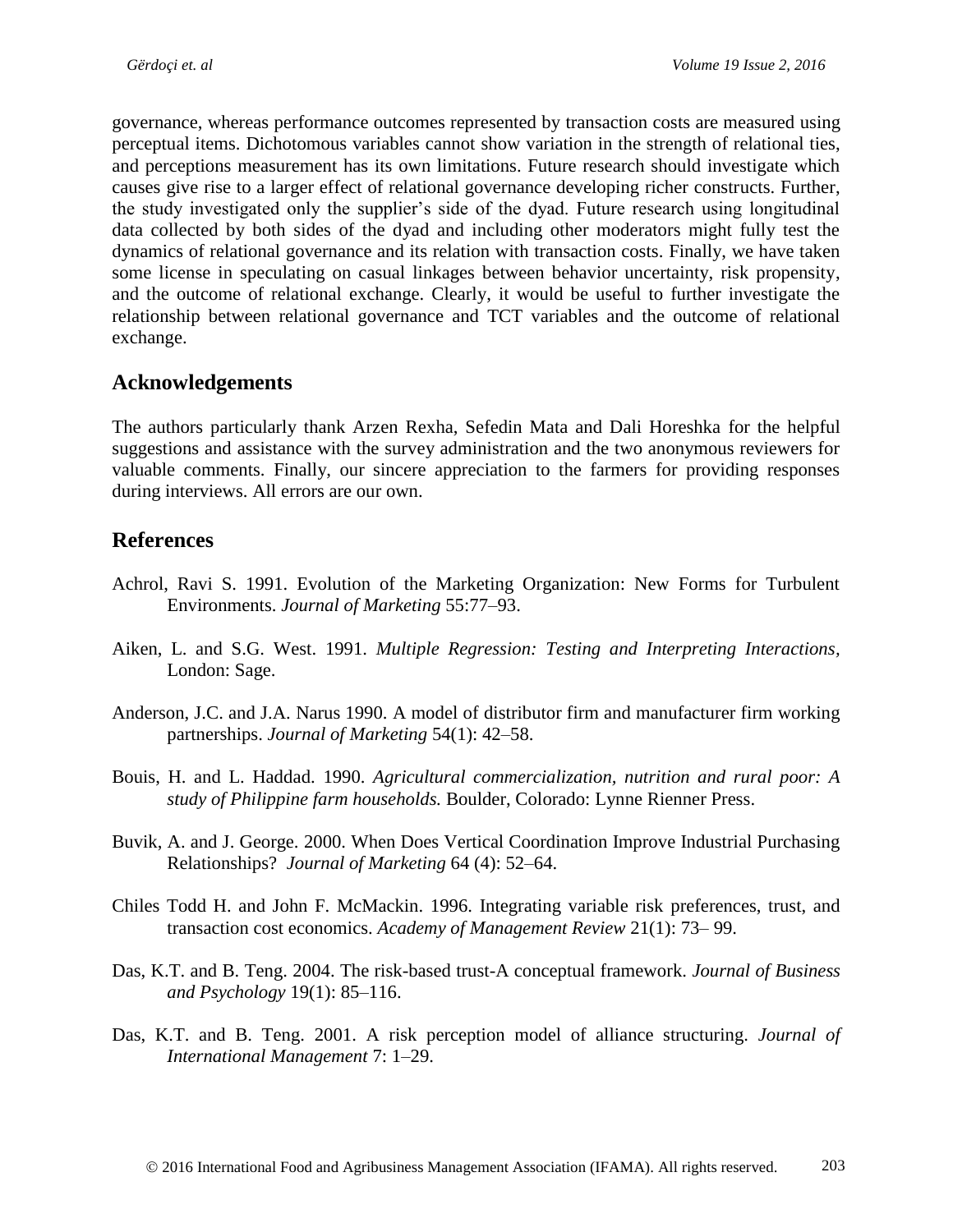governance, whereas performance outcomes represented by transaction costs are measured using perceptual items. Dichotomous variables cannot show variation in the strength of relational ties, and perceptions measurement has its own limitations. Future research should investigate which causes give rise to a larger effect of relational governance developing richer constructs. Further, the study investigated only the supplier's side of the dyad. Future research using longitudinal data collected by both sides of the dyad and including other moderators might fully test the dynamics of relational governance and its relation with transaction costs. Finally, we have taken some license in speculating on casual linkages between behavior uncertainty, risk propensity, and the outcome of relational exchange. Clearly, it would be useful to further investigate the relationship between relational governance and TCT variables and the outcome of relational exchange.

## Acknowledgements

The authors particularly thank Arzen Rexha, Sefedin Mata and Dali Horeshka for the helpful suggestions and assistance with the survey administration and the two anonymous reviewers for valuable comments. Finally, our sincere appreciation to the farmers for providing responses during interviews. All errors are our own.

## References

Achrol, Ravi S. 1991. Evolution of the Marketing Organization: New Forms for Turbulent Environments. *Journal of Marketing* 55:77–93.

Aiken, L. and S.G. West. 1991. *Multiple Regression: Testing and Interpreting Interactions,* London: Sage.

Anderson, J.C. and J.A. Narus 1990. A model of distributor firm and manufacturer firm working partnerships. *Journal of Marketing* 54(1): 42–58.

Bouis, H. and L. Haddad. 1990. *Agricultural commercialization, nutrition and rural poor: A study of Philippine farm households.* Boulder, Colorado: Lynne Rienner Press.

Buvik, A. and J. George. 2000. When Does Vertical Coordination Improve Industrial Purchasing Relationships? *Journal of Marketing* 64 (4): 52–64.

Chiles Todd H. and John F. McMackin. 1996. Integrating variable risk preferences, trust, and transaction cost economics. *Academy of Management Review* 21(1): 73– 99.

Das, K.T. and B. Teng. 2004. The risk-based trust-A conceptual framework. *Journal of Business and Psychology* 19(1): 85–116.

Das, K.T. and B. Teng. 2001. A risk perception model of alliance structuring. *Journal of International Management* 7: 1–29.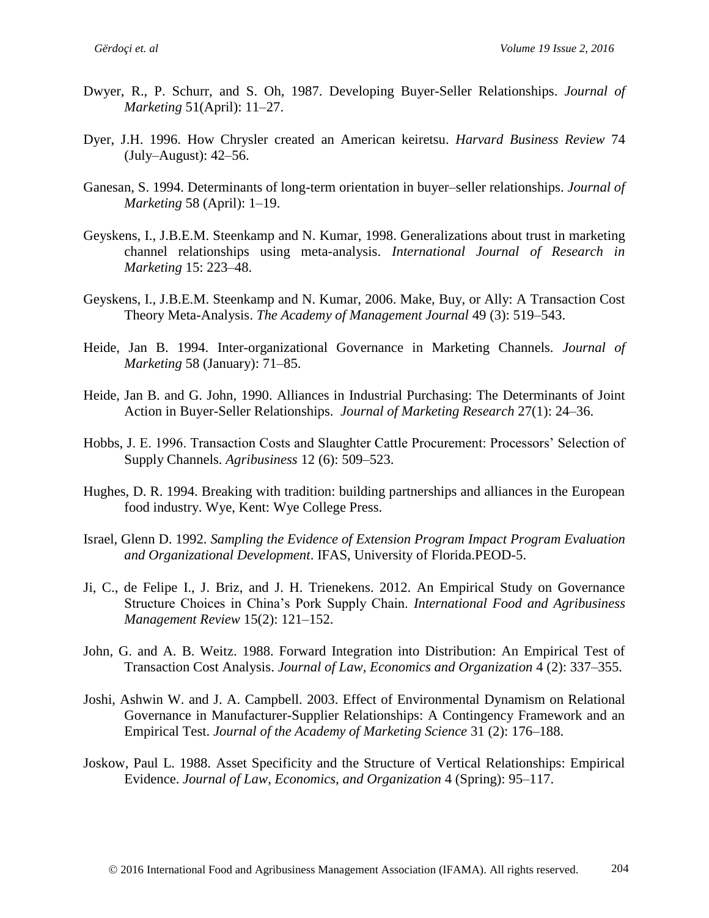Dwyer, R., P. Schurr, and S. Oh, 1987. Developing Buyer-Seller Relationships. *Journal of Marketing* 51(April): 11–27.

Dyer, J.H. 1996. How Chrysler created an American keiretsu. *Harvard Business Review* 74 (July–August): 42–56.

Ganesan, S. 1994. Determinants of long-term orientation in buyer–seller relationships. *Journal of Marketing* 58 (April): 1–19.

Geyskens, I., J.B.E.M. Steenkamp and N. Kumar, 1998. Generalizations about trust in marketing channel relationships using meta-analysis. *International Journal of Research in Marketing* 15: 223–48.

Geyskens, I., J.B.E.M. Steenkamp and N. Kumar, 2006. Make, Buy, or Ally: A Transaction Cost Theory Meta-Analysis. *The Academy of Management Journal* 49 (3): 519–543.

Heide, Jan B. 1994. Inter-organizational Governance in Marketing Channels. *Journal of Marketing* 58 (January): 71–85.

Heide, Jan B. and G. John, 1990. Alliances in Industrial Purchasing: The Determinants of Joint Action in Buyer-Seller Relationships. *Journal of Marketing Research* 27(1): 24–36.

Hobbs, J. E. 1996. Transaction Costs and Slaughter Cattle Procurement: Processors' Selection of Supply Channels. *Agribusiness* 12 (6): 509–523.

Hughes, D. R. 1994. Breaking with tradition: building partnerships and alliances in the European food industry. Wye, Kent: Wye College Press.

Israel, Glenn D. 1992. *Sampling the Evidence of Extension Program Impact Program Evaluation and Organizational Development*. IFAS, University of Florida.PEOD-5.

Ji, C., de Felipe I., J. Briz, and J. H. Trienekens. 2012. An Empirical Study on Governance Structure Choices in China's Pork Supply Chain. *International Food and Agribusiness Management Review* 15(2): 121–152.

John, G. and A. B. Weitz. 1988. Forward Integration into Distribution: An Empirical Test of Transaction Cost Analysis. *Journal of Law, Economics and Organization* 4 (2): 337–355.

Joshi, Ashwin W. and J. A. Campbell. 2003. Effect of Environmental Dynamism on Relational Governance in Manufacturer-Supplier Relationships: A Contingency Framework and an Empirical Test. *Journal of the Academy of Marketing Science* 31 (2): 176–188.

Joskow, Paul L. 1988. Asset Specificity and the Structure of Vertical Relationships: Empirical Evidence. *Journal of Law, Economics, and Organization* 4 (Spring): 95–117.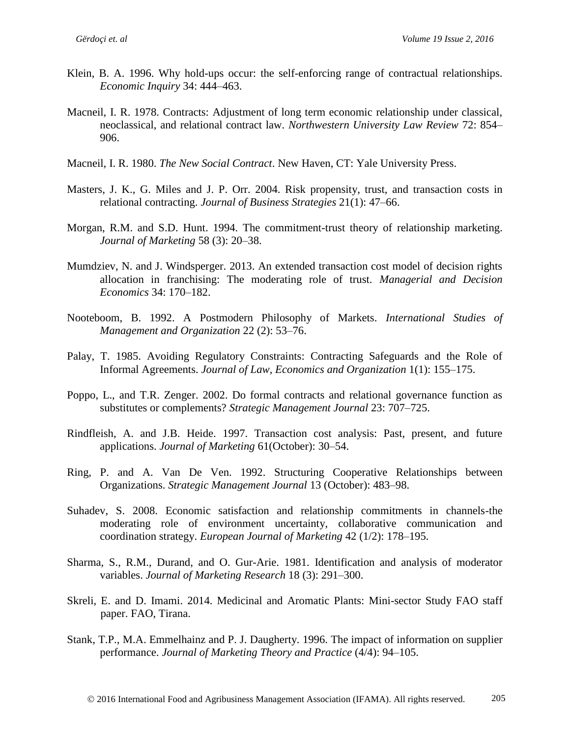Klein, B. A. 1996. Why hold-ups occur: the self-enforcing range of contractual relationships. *Economic Inquiry* 34: 444–463.

Macneil, I. R. 1978. Contracts: Adjustment of long term economic relationship under classical, neoclassical, and relational contract law. *Northwestern University Law Review* 72: 854–906.

Macneil, I. R. 1980. *The New Social Contract*. New Haven, CT: Yale University Press.

Masters, J. K., G. Miles and J. P. Orr. 2004. Risk propensity, trust, and transaction costs in relational contracting. *Journal of Business Strategies* 21(1): 47–66.

Morgan, R.M. and S.D. Hunt. 1994. The commitment-trust theory of relationship marketing. *Journal of Marketing* 58 (3): 20–38.

Mumdziev, N. and J. Windsperger. 2013. An extended transaction cost model of decision rights allocation in franchising: The moderating role of trust. *Managerial and Decision Economics* 34: 170–182.

Nooteboom, B. 1992. A Postmodern Philosophy of Markets. *International Studies of Management and Organization* 22 (2): 53–76.

Palay, T. 1985. Avoiding Regulatory Constraints: Contracting Safeguards and the Role of Informal Agreements. *Journal of Law, Economics and Organization* 1(1): 155–175.

Poppo, L., and T.R. Zenger. 2002. Do formal contracts and relational governance function as substitutes or complements? *Strategic Management Journal* 23: 707–725.

Rindfleish, A. and J.B. Heide. 1997. Transaction cost analysis: Past, present, and future applications. *Journal of Marketing* 61(October): 30–54.

Ring, P. and A. Van De Ven. 1992. Structuring Cooperative Relationships between Organizations. *Strategic Management Journal* 13 (October): 483–98.

Suhadev, S. 2008. Economic satisfaction and relationship commitments in channels-the moderating role of environment uncertainty, collaborative communication and coordination strategy. *European Journal of Marketing* 42 (1/2): 178–195.

Sharma, S., R.M., Durand, and O. Gur-Arie. 1981. Identification and analysis of moderator variables. *Journal of Marketing Research* 18 (3): 291–300.

Skreli, E. and D. Imami. 2014. Medicinal and Aromatic Plants: Mini-sector Study FAO staff paper. FAO, Tirana.

Stank, T.P., M.A. Emmelhainz and P. J. Daugherty. 1996. The impact of information on supplier performance. *Journal of Marketing Theory and Practice* (4/4): 94–105.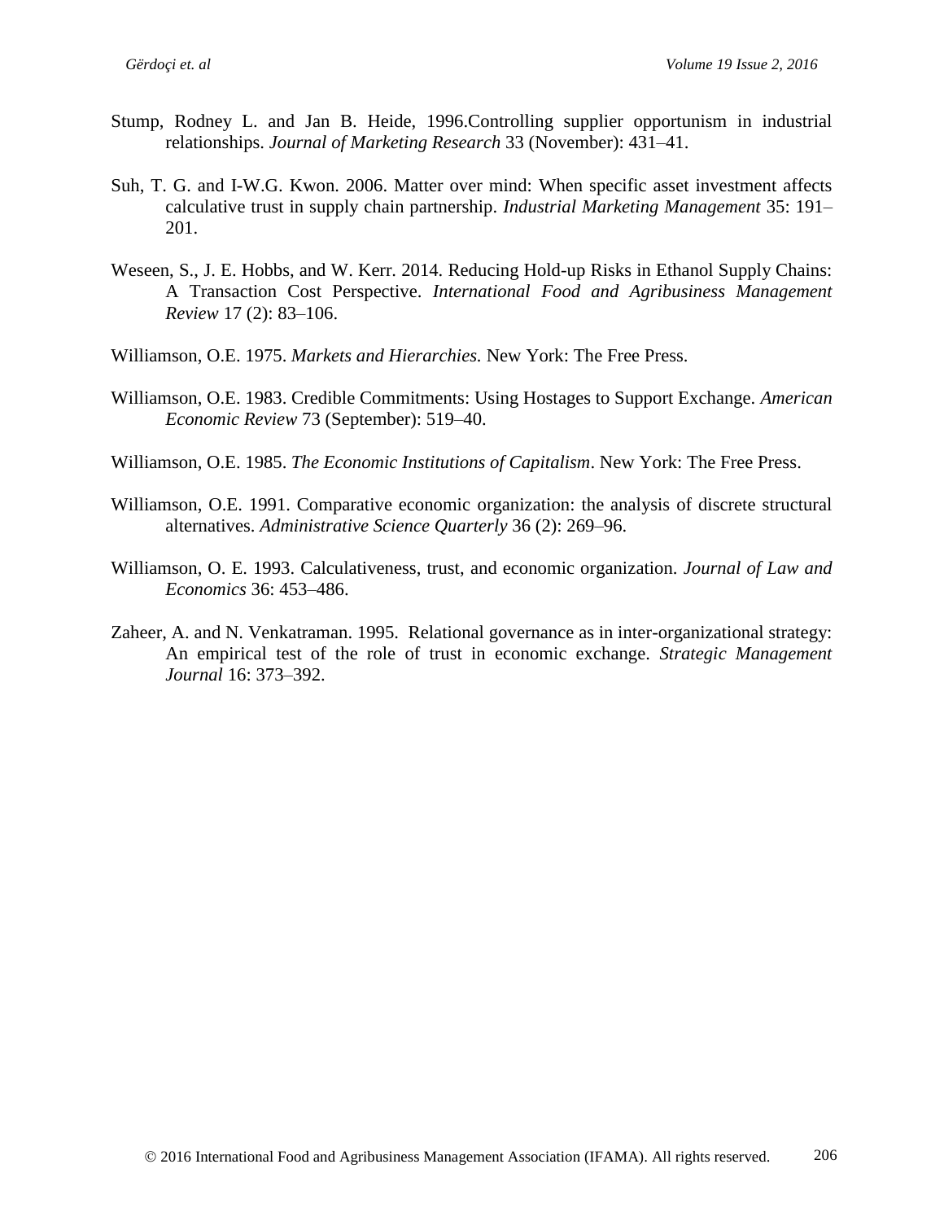Stump, Rodney L. and Jan B. Heide, 1996.Controlling supplier opportunism in industrial relationships. *Journal of Marketing Research* 33 (November): 431–41.

Suh, T. G. and I-W.G. Kwon. 2006. Matter over mind: When specific asset investment affects calculative trust in supply chain partnership. *Industrial Marketing Management* 35: 191–201.

Weseen, S., J. E. Hobbs, and W. Kerr. 2014. Reducing Hold-up Risks in Ethanol Supply Chains: A Transaction Cost Perspective. *International Food and Agribusiness Management Review* 17 (2): 83–106.

Williamson, O.E. 1975. *Markets and Hierarchies.* New York: The Free Press.

Williamson, O.E. 1983. Credible Commitments: Using Hostages to Support Exchange. *American Economic Review* 73 (September): 519–40.

Williamson, O.E. 1985. *The Economic Institutions of Capitalism*. New York: The Free Press.

Williamson, O.E. 1991. Comparative economic organization: the analysis of discrete structural alternatives. *Administrative Science Quarterly* 36 (2): 269–96.

Williamson, O. E. 1993. Calculativeness, trust, and economic organization. *Journal of Law and Economics* 36: 453–486.

Zaheer, A. and N. Venkatraman. 1995. Relational governance as in inter-organizational strategy: An empirical test of the role of trust in economic exchange. *Strategic Management Journal* 16: 373–392.